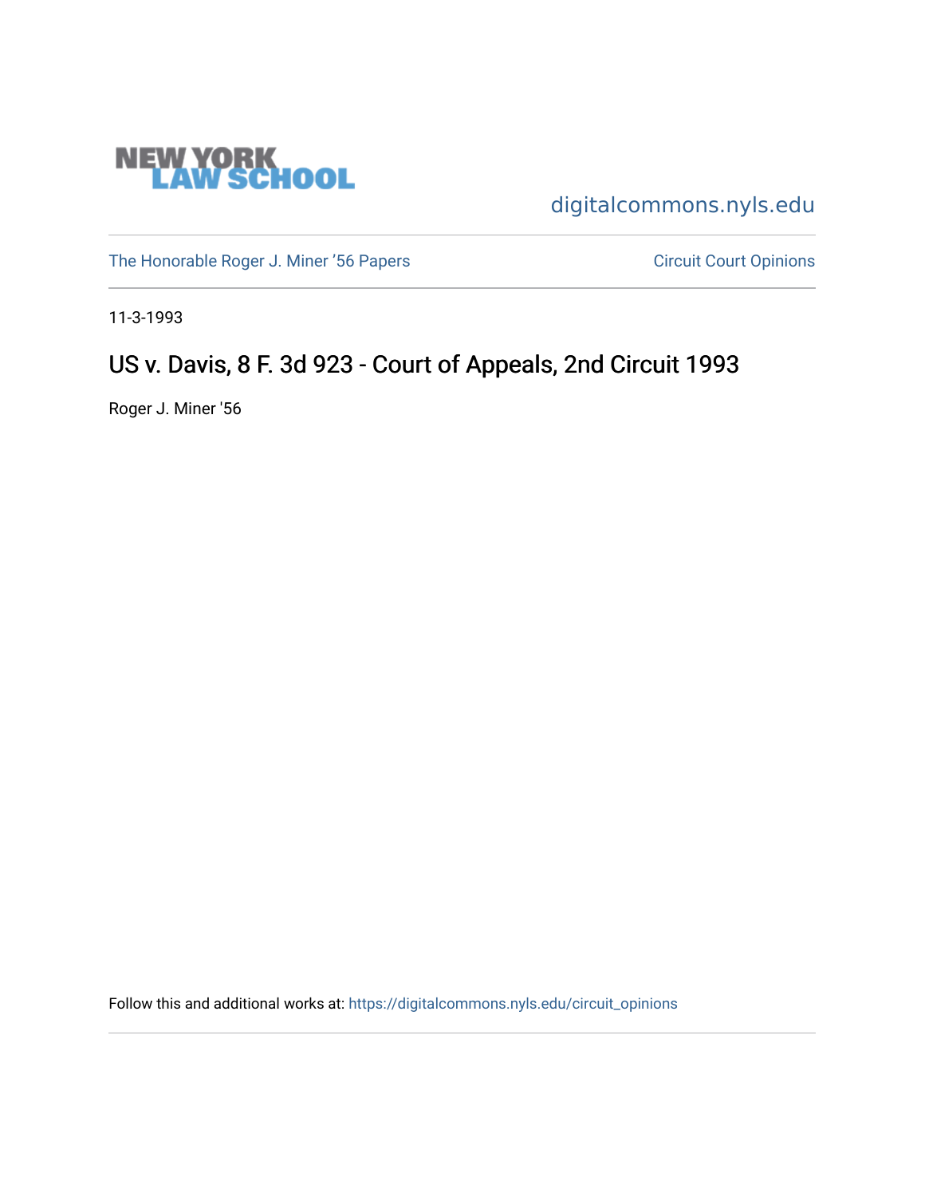NEW YORK LAW SCHOOL

digitalcommons.nyls.edu

The Honorable Roger J. Miner '56 Papers

Circuit Court Opinions

11-3-1993

# US v. Davis, 8 F. 3d 923 - Court of Appeals, 2nd Circuit 1993

Roger J. Miner '56

Follow this and additional works at: https://digitalcommons.nyls.edu/circuit_opinions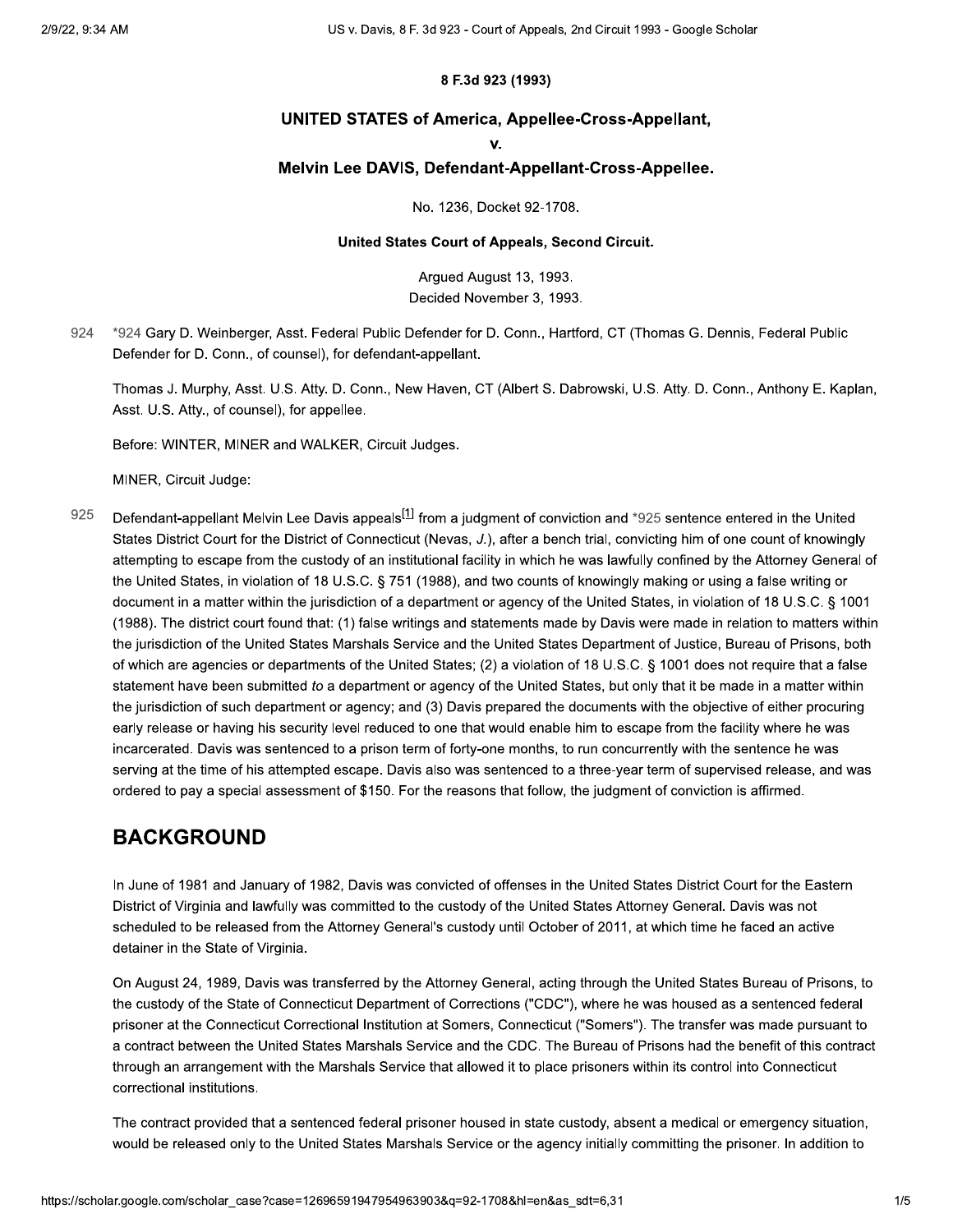**8 F.3d 923 (1993)**

# UNITED STATES of America, Appellee-Cross-Appellant,
# v.
# Melvin Lee DAVIS, Defendant-Appellant-Cross-Appellee.

No. 1236, Docket 92-1708.

**United States Court of Appeals, Second Circuit.**

Argued August 13, 1993.
Decided November 3, 1993.

*924 Gary D. Weinberger, Asst. Federal Public Defender for D. Conn., Hartford, CT (Thomas G. Dennis, Federal Public Defender for D. Conn., of counsel), for defendant-appellant.

Thomas J. Murphy, Asst. U.S. Atty. D. Conn., New Haven, CT (Albert S. Dabrowski, U.S. Atty. D. Conn., Anthony E. Kaplan, Asst. U.S. Atty., of counsel), for appellee.

Before: WINTER, MINER and WALKER, Circuit Judges.

MINER, Circuit Judge:

Defendant-appellant Melvin Lee Davis appeals[1] from a judgment of conviction and *925 sentence entered in the United States District Court for the District of Connecticut (Nevas, *J.*), after a bench trial, convicting him of one count of knowingly attempting to escape from the custody of an institutional facility in which he was lawfully confined by the Attorney General of the United States, in violation of 18 U.S.C. § 751 (1988), and two counts of knowingly making or using a false writing or document in a matter within the jurisdiction of a department or agency of the United States, in violation of 18 U.S.C. § 1001 (1988). The district court found that: (1) false writings and statements made by Davis were made in relation to matters within the jurisdiction of the United States Marshals Service and the United States Department of Justice, Bureau of Prisons, both of which are agencies or departments of the United States; (2) a violation of 18 U.S.C. § 1001 does not require that a false statement have been submitted *to* a department or agency of the United States, but only that it be made in a matter within the jurisdiction of such department or agency; and (3) Davis prepared the documents with the objective of either procuring early release or having his security level reduced to one that would enable him to escape from the facility where he was incarcerated. Davis was sentenced to a prison term of forty-one months, to run concurrently with the sentence he was serving at the time of his attempted escape. Davis also was sentenced to a three-year term of supervised release, and was ordered to pay a special assessment of $150. For the reasons that follow, the judgment of conviction is affirmed.

## BACKGROUND

In June of 1981 and January of 1982, Davis was convicted of offenses in the United States District Court for the Eastern District of Virginia and lawfully was committed to the custody of the United States Attorney General. Davis was not scheduled to be released from the Attorney General's custody until October of 2011, at which time he faced an active detainer in the State of Virginia.

On August 24, 1989, Davis was transferred by the Attorney General, acting through the United States Bureau of Prisons, to the custody of the State of Connecticut Department of Corrections ("CDC"), where he was housed as a sentenced federal prisoner at the Connecticut Correctional Institution at Somers, Connecticut ("Somers"). The transfer was made pursuant to a contract between the United States Marshals Service and the CDC. The Bureau of Prisons had the benefit of this contract through an arrangement with the Marshals Service that allowed it to place prisoners within its control into Connecticut correctional institutions.

The contract provided that a sentenced federal prisoner housed in state custody, absent a medical or emergency situation, would be released only to the United States Marshals Service or the agency initially committing the prisoner. In addition to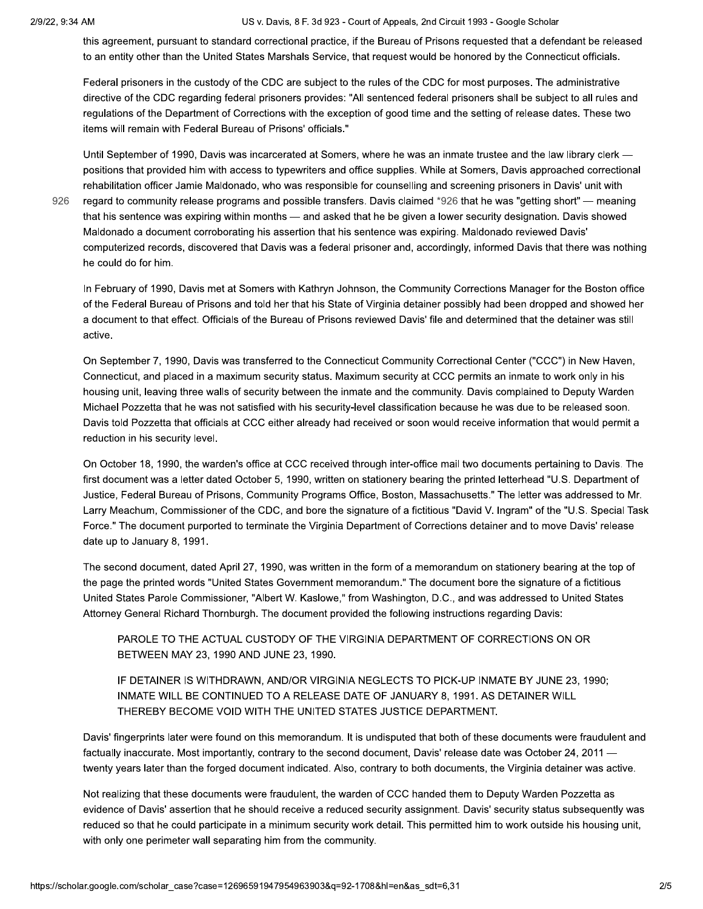this agreement, pursuant to standard correctional practice, if the Bureau of Prisons requested that a defendant be released to an entity other than the United States Marshals Service, that request would be honored by the Connecticut officials.

Federal prisoners in the custody of the CDC are subject to the rules of the CDC for most purposes. The administrative directive of the CDC regarding federal prisoners provides: "All sentenced federal prisoners shall be subject to all rules and regulations of the Department of Corrections with the exception of good time and the setting of release dates. These two items will remain with Federal Bureau of Prisons' officials."

Until September of 1990, Davis was incarcerated at Somers, where he was an inmate trustee and the law library clerk — positions that provided him with access to typewriters and office supplies. While at Somers, Davis approached correctional rehabilitation officer Jamie Maldonado, who was responsible for counselling and screening prisoners in Davis' unit with regard to community release programs and possible transfers. Davis claimed *926 that he was "getting short" — meaning that his sentence was expiring within months — and asked that he be given a lower security designation. Davis showed Maldonado a document corroborating his assertion that his sentence was expiring. Maldonado reviewed Davis' computerized records, discovered that Davis was a federal prisoner and, accordingly, informed Davis that there was nothing he could do for him.

In February of 1990, Davis met at Somers with Kathryn Johnson, the Community Corrections Manager for the Boston office of the Federal Bureau of Prisons and told her that his State of Virginia detainer possibly had been dropped and showed her a document to that effect. Officials of the Bureau of Prisons reviewed Davis' file and determined that the detainer was still active.

On September 7, 1990, Davis was transferred to the Connecticut Community Correctional Center ("CCC") in New Haven, Connecticut, and placed in a maximum security status. Maximum security at CCC permits an inmate to work only in his housing unit, leaving three walls of security between the inmate and the community. Davis complained to Deputy Warden Michael Pozzetta that he was not satisfied with his security-level classification because he was due to be released soon. Davis told Pozzetta that officials at CCC either already had received or soon would receive information that would permit a reduction in his security level.

On October 18, 1990, the warden's office at CCC received through inter-office mail two documents pertaining to Davis. The first document was a letter dated October 5, 1990, written on stationery bearing the printed letterhead "U.S. Department of Justice, Federal Bureau of Prisons, Community Programs Office, Boston, Massachusetts." The letter was addressed to Mr. Larry Meachum, Commissioner of the CDC, and bore the signature of a fictitious "David V. Ingram" of the "U.S. Special Task Force." The document purported to terminate the Virginia Department of Corrections detainer and to move Davis' release date up to January 8, 1991.

The second document, dated April 27, 1990, was written in the form of a memorandum on stationery bearing at the top of the page the printed words "United States Government memorandum." The document bore the signature of a fictitious United States Parole Commissioner, "Albert W. Kaslowe," from Washington, D.C., and was addressed to United States Attorney General Richard Thornburgh. The document provided the following instructions regarding Davis:

> PAROLE TO THE ACTUAL CUSTODY OF THE VIRGINIA DEPARTMENT OF CORRECTIONS ON OR BETWEEN MAY 23, 1990 AND JUNE 23, 1990.
>
> IF DETAINER IS WITHDRAWN, AND/OR VIRGINIA NEGLECTS TO PICK-UP INMATE BY JUNE 23, 1990; INMATE WILL BE CONTINUED TO A RELEASE DATE OF JANUARY 8, 1991. AS DETAINER WILL THEREBY BECOME VOID WITH THE UNITED STATES JUSTICE DEPARTMENT.

Davis' fingerprints later were found on this memorandum. It is undisputed that both of these documents were fraudulent and factually inaccurate. Most importantly, contrary to the second document, Davis' release date was October 24, 2011 — twenty years later than the forged document indicated. Also, contrary to both documents, the Virginia detainer was active.

Not realizing that these documents were fraudulent, the warden of CCC handed them to Deputy Warden Pozzetta as evidence of Davis' assertion that he should receive a reduced security assignment. Davis' security status subsequently was reduced so that he could participate in a minimum security work detail. This permitted him to work outside his housing unit, with only one perimeter wall separating him from the community.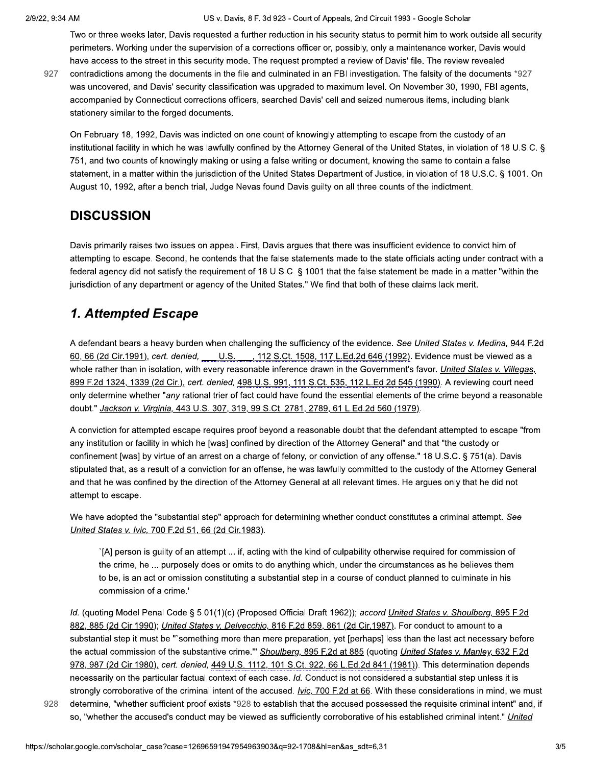Two or three weeks later, Davis requested a further reduction in his security status to permit him to work outside all security perimeters. Working under the supervision of a corrections officer or, possibly, only a maintenance worker, Davis would have access to the street in this security mode. The request prompted a review of Davis' file. The review revealed contradictions among the documents in the file and culminated in an FBI investigation. The falsity of the documents *927 was uncovered, and Davis' security classification was upgraded to maximum level. On November 30, 1990, FBI agents, accompanied by Connecticut corrections officers, searched Davis' cell and seized numerous items, including blank stationery similar to the forged documents.

On February 18, 1992, Davis was indicted on one count of knowingly attempting to escape from the custody of an institutional facility in which he was lawfully confined by the Attorney General of the United States, in violation of 18 U.S.C. § 751, and two counts of knowingly making or using a false writing or document, knowing the same to contain a false statement, in a matter within the jurisdiction of the United States Department of Justice, in violation of 18 U.S.C. § 1001. On August 10, 1992, after a bench trial, Judge Nevas found Davis guilty on all three counts of the indictment.

## DISCUSSION

Davis primarily raises two issues on appeal. First, Davis argues that there was insufficient evidence to convict him of attempting to escape. Second, he contends that the false statements made to the state officials acting under contract with a federal agency did not satisfy the requirement of 18 U.S.C. § 1001 that the false statement be made in a matter "within the jurisdiction of any department or agency of the United States." We find that both of these claims lack merit.

## *1. Attempted Escape*

A defendant bears a heavy burden when challenging the sufficiency of the evidence. *See* United States v. Medina, 944 F.2d 60, 66 (2d Cir.1991), *cert. denied,* ___ U.S. ___, 112 S.Ct. 1508, 117 L.Ed.2d 646 (1992). Evidence must be viewed as a whole rather than in isolation, with every reasonable inference drawn in the Government's favor. United States v. Villegas, 899 F.2d 1324, 1339 (2d Cir.), *cert. denied,* 498 U.S. 991, 111 S.Ct. 535, 112 L.Ed.2d 545 (1990). A reviewing court need only determine whether "*any* rational trier of fact could have found the essential elements of the crime beyond a reasonable doubt." *Jackson v. Virginia,* 443 U.S. 307, 319, 99 S.Ct. 2781, 2789, 61 L.Ed.2d 560 (1979).

A conviction for attempted escape requires proof beyond a reasonable doubt that the defendant attempted to escape "from any institution or facility in which he [was] confined by direction of the Attorney General" and that "the custody or confinement [was] by virtue of an arrest on a charge of felony, or conviction of any offense." 18 U.S.C. § 751(a). Davis stipulated that, as a result of a conviction for an offense, he was lawfully committed to the custody of the Attorney General and that he was confined by the direction of the Attorney General at all relevant times. He argues only that he did not attempt to escape.

We have adopted the "substantial step" approach for determining whether conduct constitutes a criminal attempt. *See* United States v. Ivic, 700 F.2d 51, 66 (2d Cir.1983).

> `[A] person is guilty of an attempt ... if, acting with the kind of culpability otherwise required for commission of the crime, he ... purposely does or omits to do anything which, under the circumstances as he believes them to be, is an act or omission constituting a substantial step in a course of conduct planned to culminate in his commission of a crime.'

*Id.* (quoting Model Penal Code § 5.01(1)(c) (Proposed Official Draft 1962)); *accord* United States v. Shoulberg, 895 F.2d 882, 885 (2d Cir.1990); United States v. Delvecchio, 816 F.2d 859, 861 (2d Cir.1987). For conduct to amount to a substantial step it must be "`something more than mere preparation, yet [perhaps] less than the last act necessary before the actual commission of the substantive crime.'" Shoulberg, 895 F.2d at 885 (quoting United States v. Manley, 632 F.2d 978, 987 (2d Cir.1980), *cert. denied,* 449 U.S. 1112, 101 S.Ct. 922, 66 L.Ed.2d 841 (1981)). This determination depends necessarily on the particular factual context of each case. *Id.* Conduct is not considered a substantial step unless it is strongly corroborative of the criminal intent of the accused. *Ivic,* 700 F.2d at 66. With these considerations in mind, we must determine, "whether sufficient proof exists *928 to establish that the accused possessed the requisite criminal intent" and, if so, "whether the accused's conduct may be viewed as sufficiently corroborative of his established criminal intent." *United*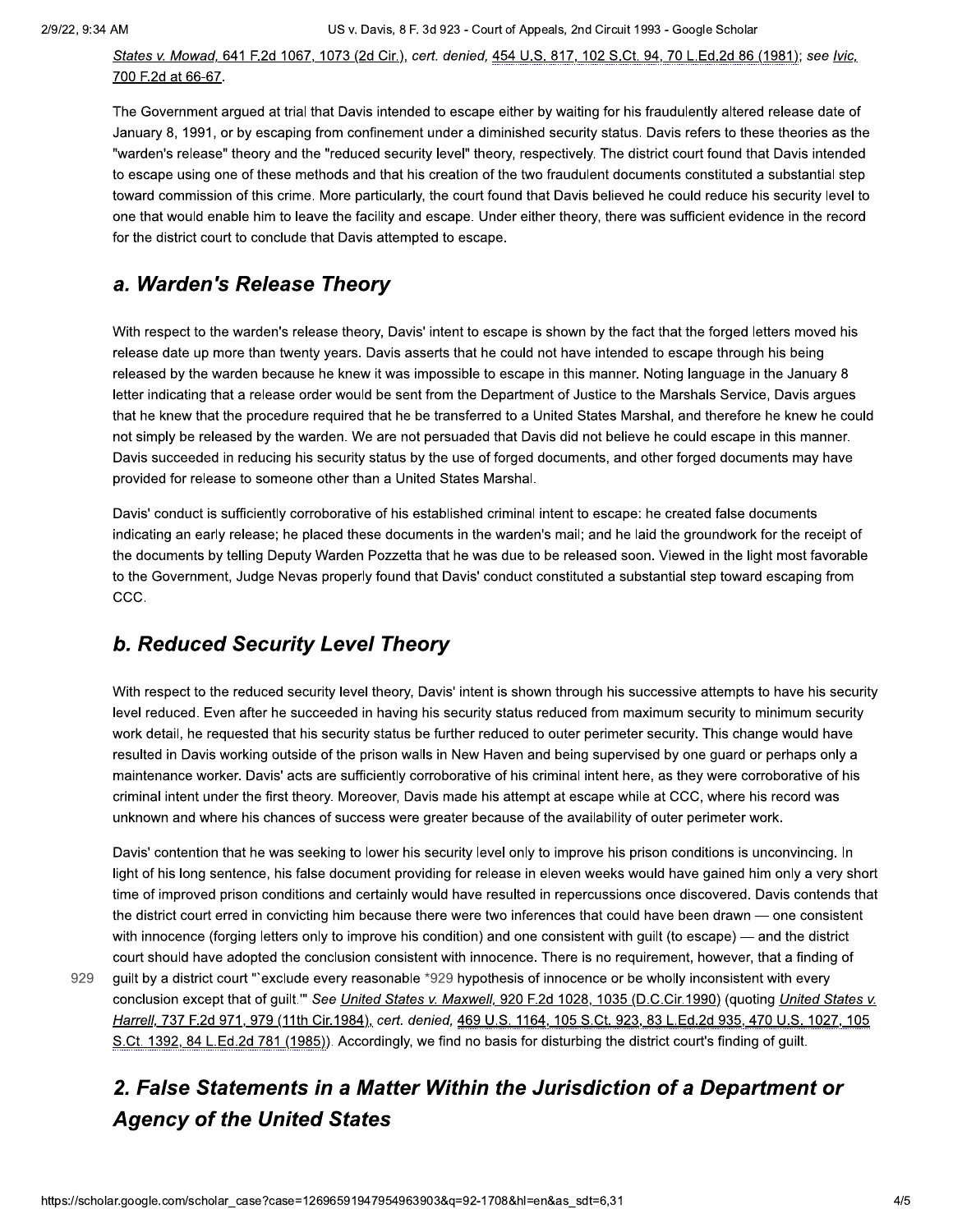*States v. Mowad*, 641 F.2d 1067, 1073 (2d Cir.), *cert. denied*, 454 U.S. 817, 102 S.Ct. 94, 70 L.Ed.2d 86 (1981); *see Ivic*, 700 F.2d at 66-67.

The Government argued at trial that Davis intended to escape either by waiting for his fraudulently altered release date of January 8, 1991, or by escaping from confinement under a diminished security status. Davis refers to these theories as the "warden's release" theory and the "reduced security level" theory, respectively. The district court found that Davis intended to escape using one of these methods and that his creation of the two fraudulent documents constituted a substantial step toward commission of this crime. More particularly, the court found that Davis believed he could reduce his security level to one that would enable him to leave the facility and escape. Under either theory, there was sufficient evidence in the record for the district court to conclude that Davis attempted to escape.

## *a. Warden's Release Theory*

With respect to the warden's release theory, Davis' intent to escape is shown by the fact that the forged letters moved his release date up more than twenty years. Davis asserts that he could not have intended to escape through his being released by the warden because he knew it was impossible to escape in this manner. Noting language in the January 8 letter indicating that a release order would be sent from the Department of Justice to the Marshals Service, Davis argues that he knew that the procedure required that he be transferred to a United States Marshal, and therefore he knew he could not simply be released by the warden. We are not persuaded that Davis did not believe he could escape in this manner. Davis succeeded in reducing his security status by the use of forged documents, and other forged documents may have provided for release to someone other than a United States Marshal.

Davis' conduct is sufficiently corroborative of his established criminal intent to escape: he created false documents indicating an early release; he placed these documents in the warden's mail; and he laid the groundwork for the receipt of the documents by telling Deputy Warden Pozzetta that he was due to be released soon. Viewed in the light most favorable to the Government, Judge Nevas properly found that Davis' conduct constituted a substantial step toward escaping from CCC.

## *b. Reduced Security Level Theory*

With respect to the reduced security level theory, Davis' intent is shown through his successive attempts to have his security level reduced. Even after he succeeded in having his security status reduced from maximum security to minimum security work detail, he requested that his security status be further reduced to outer perimeter security. This change would have resulted in Davis working outside of the prison walls in New Haven and being supervised by one guard or perhaps only a maintenance worker. Davis' acts are sufficiently corroborative of his criminal intent here, as they were corroborative of his criminal intent under the first theory. Moreover, Davis made his attempt at escape while at CCC, where his record was unknown and where his chances of success were greater because of the availability of outer perimeter work.

Davis' contention that he was seeking to lower his security level only to improve his prison conditions is unconvincing. In light of his long sentence, his false document providing for release in eleven weeks would have gained him only a very short time of improved prison conditions and certainly would have resulted in repercussions once discovered. Davis contends that the district court erred in convicting him because there were two inferences that could have been drawn — one consistent with innocence (forging letters only to improve his condition) and one consistent with guilt (to escape) — and the district court should have adopted the conclusion consistent with innocence. There is no requirement, however, that a finding of guilt by a district court "`exclude every reasonable *929 hypothesis of innocence or be wholly inconsistent with every conclusion except that of guilt.'" *See United States v. Maxwell*, 920 F.2d 1028, 1035 (D.C.Cir.1990) (quoting *United States v. Harrell*, 737 F.2d 971, 979 (11th Cir.1984), *cert. denied*, 469 U.S. 1164, 105 S.Ct. 923, 83 L.Ed.2d 935, 470 U.S. 1027, 105 S.Ct. 1392, 84 L.Ed.2d 781 (1985)). Accordingly, we find no basis for disturbing the district court's finding of guilt.

## *2. False Statements in a Matter Within the Jurisdiction of a Department or Agency of the United States*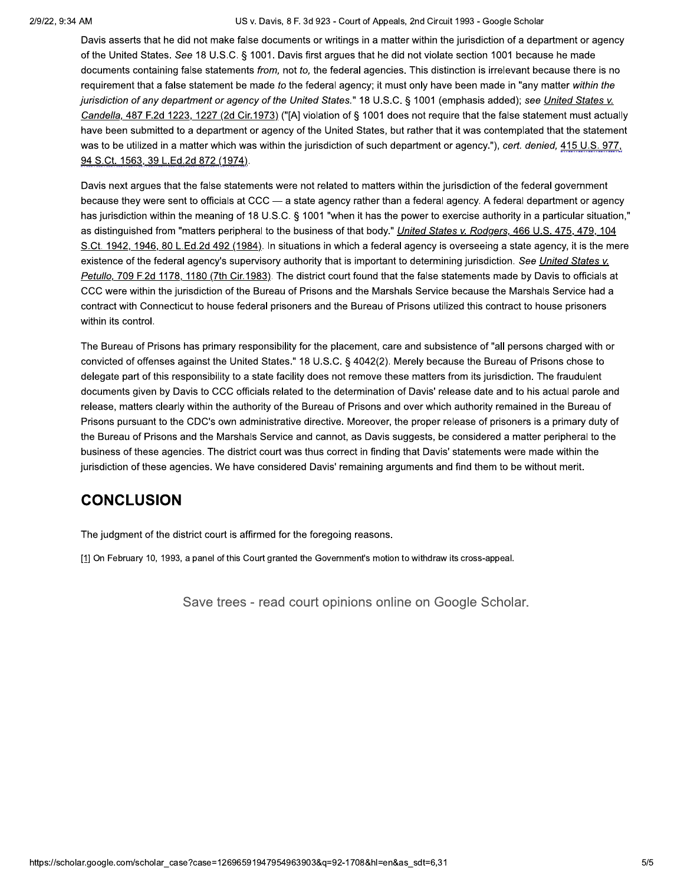Davis asserts that he did not make false documents or writings in a matter within the jurisdiction of a department or agency of the United States. *See* 18 U.S.C. § 1001. Davis first argues that he did not violate section 1001 because he made documents containing false statements *from,* not *to,* the federal agencies. This distinction is irrelevant because there is no requirement that a false statement be made *to* the federal agency; it must only have been made in "any matter *within the jurisdiction of any department or agency of the United States.*" 18 U.S.C. § 1001 (emphasis added); *see* United States v. Candella, 487 F.2d 1223, 1227 (2d Cir.1973) ("[A] violation of § 1001 does not require that the false statement must actually have been submitted to a department or agency of the United States, but rather that it was contemplated that the statement was to be utilized in a matter which was within the jurisdiction of such department or agency."), *cert. denied,* 415 U.S. 977, 94 S.Ct. 1563, 39 L.Ed.2d 872 (1974).

Davis next argues that the false statements were not related to matters within the jurisdiction of the federal government because they were sent to officials at CCC — a state agency rather than a federal agency. A federal department or agency has jurisdiction within the meaning of 18 U.S.C. § 1001 "when it has the power to exercise authority in a particular situation," as distinguished from "matters peripheral to the business of that body." *United States v. Rodgers,* 466 U.S. 475, 479, 104 S.Ct. 1942, 1946, 80 L.Ed.2d 492 (1984). In situations in which a federal agency is overseeing a state agency, it is the mere existence of the federal agency's supervisory authority that is important to determining jurisdiction. *See United States v. Petullo,* 709 F.2d 1178, 1180 (7th Cir.1983). The district court found that the false statements made by Davis to officials at CCC were within the jurisdiction of the Bureau of Prisons and the Marshals Service because the Marshals Service had a contract with Connecticut to house federal prisoners and the Bureau of Prisons utilized this contract to house prisoners within its control.

The Bureau of Prisons has primary responsibility for the placement, care and subsistence of "all persons charged with or convicted of offenses against the United States." 18 U.S.C. § 4042(2). Merely because the Bureau of Prisons chose to delegate part of this responsibility to a state facility does not remove these matters from its jurisdiction. The fraudulent documents given by Davis to CCC officials related to the determination of Davis' release date and to his actual parole and release, matters clearly within the authority of the Bureau of Prisons and over which authority remained in the Bureau of Prisons pursuant to the CDC's own administrative directive. Moreover, the proper release of prisoners is a primary duty of the Bureau of Prisons and the Marshals Service and cannot, as Davis suggests, be considered a matter peripheral to the business of these agencies. The district court was thus correct in finding that Davis' statements were made within the jurisdiction of these agencies. We have considered Davis' remaining arguments and find them to be without merit.

## CONCLUSION

The judgment of the district court is affirmed for the foregoing reasons.

[1] On February 10, 1993, a panel of this Court granted the Government's motion to withdraw its cross-appeal.

Save trees - read court opinions online on Google Scholar.